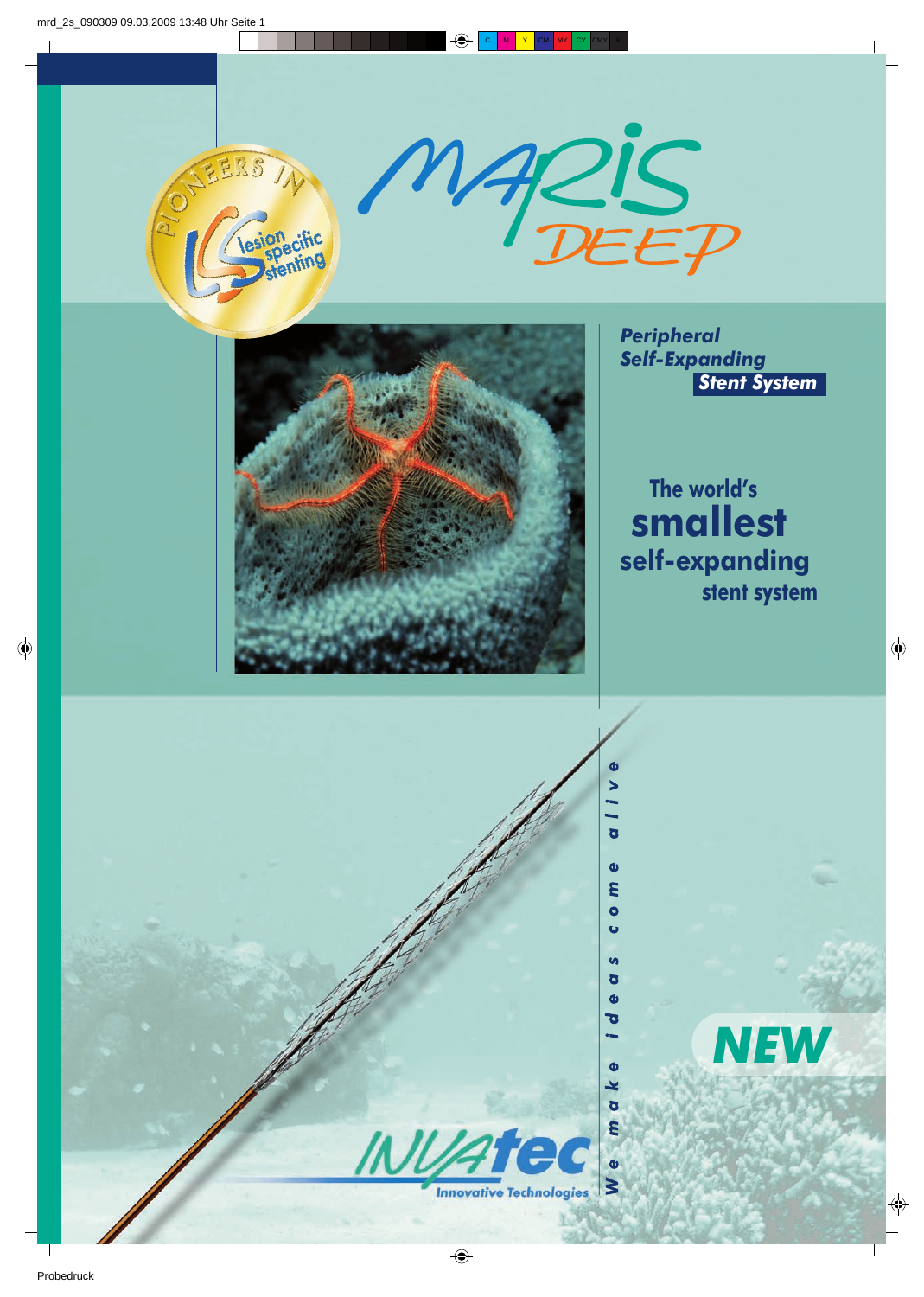PIONEERS IN lesion specific stenting

# MARIS DEEP

***Peripheral Self-Expanding Stent System***

## The world's **smallest** self-expanding stent system

**NEW**

INVATEC Innovative Technologies

*We make ideas come alive*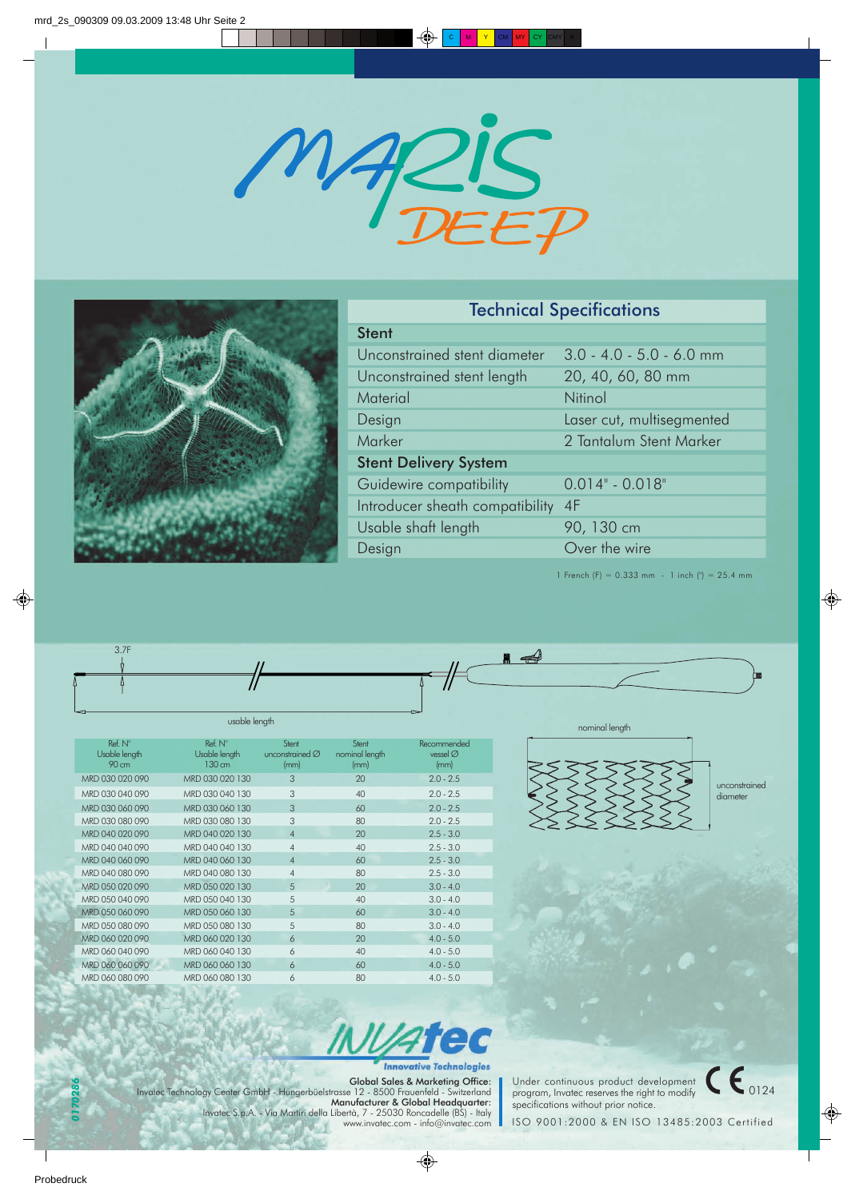# MARIS DEEP

## Technical Specifications

| | |
|---|---|
| **Stent** | |
| Unconstrained stent diameter | 3.0 - 4.0 - 5.0 - 6.0 mm |
| Unconstrained stent length | 20, 40, 60, 80 mm |
| Material | Nitinol |
| Design | Laser cut, multisegmented |
| Marker | 2 Tantalum Stent Marker |
| **Stent Delivery System** | |
| Guidewire compatibility | 0.014" - 0.018" |
| Introducer sheath compatibility | 4F |
| Usable shaft length | 90, 130 cm |
| Design | Over the wire |

1 French (F) = 0.333 mm - 1 inch (") = 25.4 mm

3.7F

usable length

nominal length

unconstrained diameter

| Ref. N° Usable length 90 cm | Ref. N° Usable length 130 cm | Stent unconstrained Ø (mm) | Stent nominal length (mm) | Recommended vessel Ø (mm) |
|---|---|---|---|---|
| MRD 030 020 090 | MRD 030 020 130 | 3 | 20 | 2.0 - 2.5 |
| MRD 030 040 090 | MRD 030 040 130 | 3 | 40 | 2.0 - 2.5 |
| MRD 030 060 090 | MRD 030 060 130 | 3 | 60 | 2.0 - 2.5 |
| MRD 030 080 090 | MRD 030 080 130 | 3 | 80 | 2.0 - 2.5 |
| MRD 040 020 090 | MRD 040 020 130 | 4 | 20 | 2.5 - 3.0 |
| MRD 040 040 090 | MRD 040 040 130 | 4 | 40 | 2.5 - 3.0 |
| MRD 040 060 090 | MRD 040 060 130 | 4 | 60 | 2.5 - 3.0 |
| MRD 040 080 090 | MRD 040 080 130 | 4 | 80 | 2.5 - 3.0 |
| MRD 050 020 090 | MRD 050 020 130 | 5 | 20 | 3.0 - 4.0 |
| MRD 050 040 090 | MRD 050 040 130 | 5 | 40 | 3.0 - 4.0 |
| MRD 050 060 090 | MRD 050 060 130 | 5 | 60 | 3.0 - 4.0 |
| MRD 050 080 090 | MRD 050 080 130 | 5 | 80 | 3.0 - 4.0 |
| MRD 060 020 090 | MRD 060 020 130 | 6 | 20 | 4.0 - 5.0 |
| MRD 060 040 090 | MRD 060 040 130 | 6 | 40 | 4.0 - 5.0 |
| MRD 060 060 090 | MRD 060 060 130 | 6 | 60 | 4.0 - 5.0 |
| MRD 060 080 090 | MRD 060 080 130 | 6 | 80 | 4.0 - 5.0 |

INVATEC
*Innovative Technologies*

**Global Sales & Marketing Office:**
Invatec Technology Center GmbH - Hungerbüelstrasse 12 - 8500 Frauenfeld - Switzerland
**Manufacturer & Global Headquarter:**
Invatec S.p.A. - Via Martiri della Libertà, 7 - 25030 Roncadelle (BS) - Italy
www.invatec.com - info@invatec.com

Under continuous product development program, Invatec reserves the right to modify specifications without prior notice.

CE 0124

ISO 9001:2000 & EN ISO 13485:2003 Certified

0170286